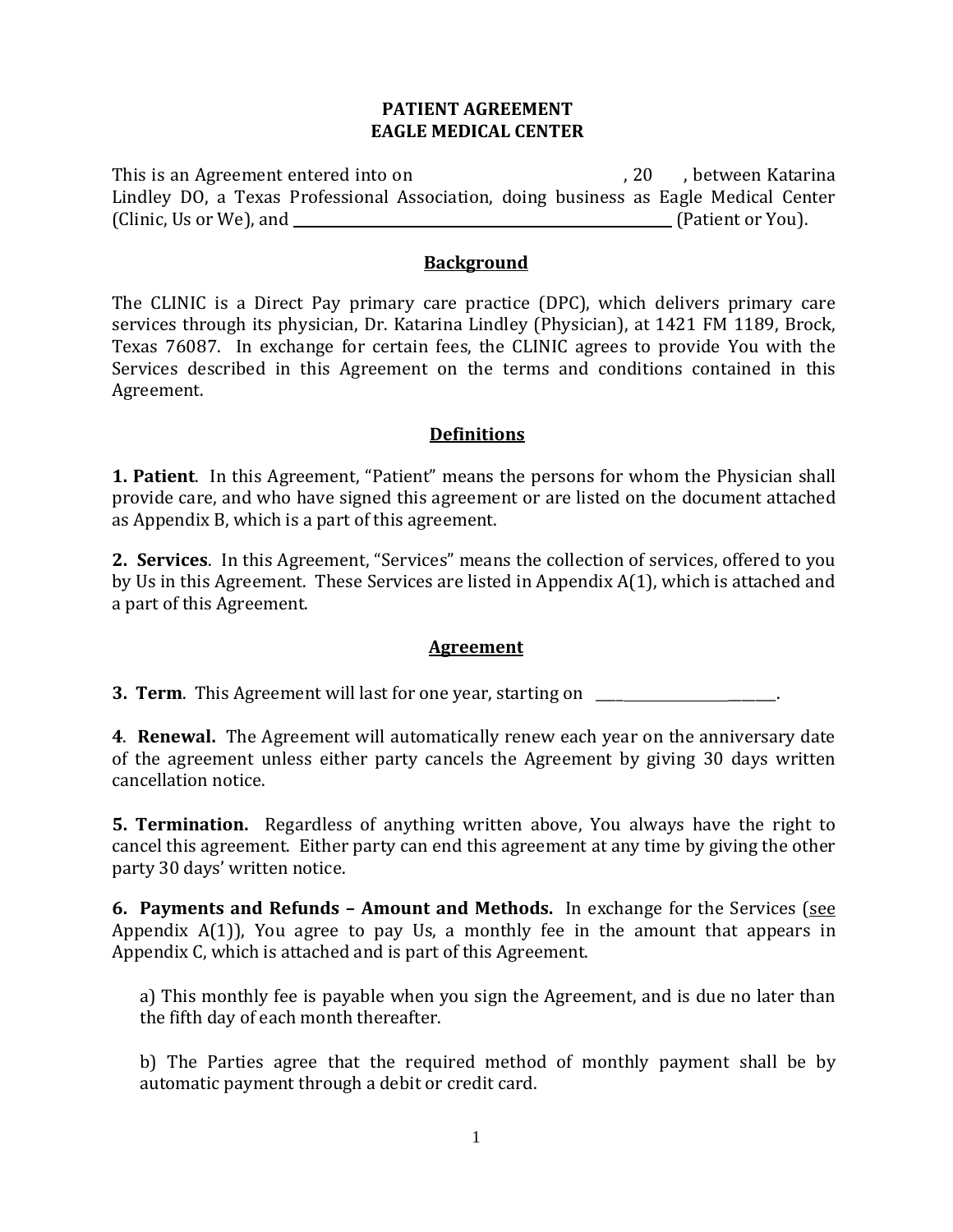# PATIENT AGREEMENT
# EAGLE MEDICAL CENTER

This is an Agreement entered into on _______________, 20___, between Katarina Lindley DO, a Texas Professional Association, doing business as Eagle Medical Center (Clinic, Us or We), and ______________________________ (Patient or You).

## Background

The CLINIC is a Direct Pay primary care practice (DPC), which delivers primary care services through its physician, Dr. Katarina Lindley (Physician), at 1421 FM 1189, Brock, Texas 76087. In exchange for certain fees, the CLINIC agrees to provide You with the Services described in this Agreement on the terms and conditions contained in this Agreement.

## Definitions

**1. Patient**. In this Agreement, "Patient" means the persons for whom the Physician shall provide care, and who have signed this agreement or are listed on the document attached as Appendix B, which is a part of this agreement.

**2. Services**. In this Agreement, "Services" means the collection of services, offered to you by Us in this Agreement. These Services are listed in Appendix A(1), which is attached and a part of this Agreement.

## Agreement

**3. Term**. This Agreement will last for one year, starting on ___________________________.

**4**. **Renewal.** The Agreement will automatically renew each year on the anniversary date of the agreement unless either party cancels the Agreement by giving 30 days written cancellation notice.

**5. Termination.** Regardless of anything written above, You always have the right to cancel this agreement. Either party can end this agreement at any time by giving the other party 30 days' written notice.

**6. Payments and Refunds – Amount and Methods.** In exchange for the Services (see Appendix A(1)), You agree to pay Us, a monthly fee in the amount that appears in Appendix C, which is attached and is part of this Agreement.

a) This monthly fee is payable when you sign the Agreement, and is due no later than the fifth day of each month thereafter.

b) The Parties agree that the required method of monthly payment shall be by automatic payment through a debit or credit card.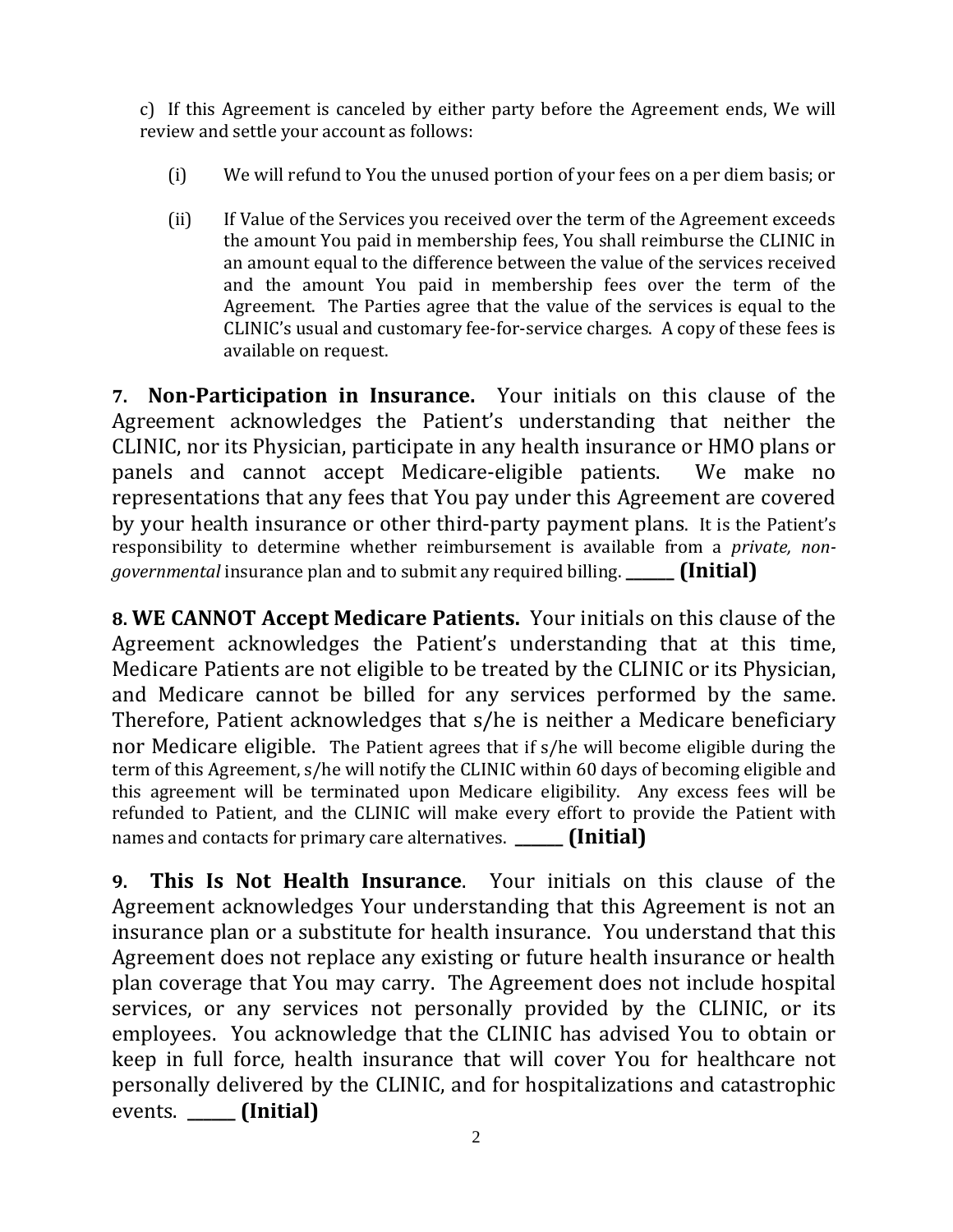c) If this Agreement is canceled by either party before the Agreement ends, We will review and settle your account as follows:

(i) We will refund to You the unused portion of your fees on a per diem basis; or

(ii) If Value of the Services you received over the term of the Agreement exceeds the amount You paid in membership fees, You shall reimburse the CLINIC in an amount equal to the difference between the value of the services received and the amount You paid in membership fees over the term of the Agreement. The Parties agree that the value of the services is equal to the CLINIC's usual and customary fee-for-service charges. A copy of these fees is available on request.

**7. Non-Participation in Insurance.** Your initials on this clause of the Agreement acknowledges the Patient's understanding that neither the CLINIC, nor its Physician, participate in any health insurance or HMO plans or panels and cannot accept Medicare-eligible patients. We make no representations that any fees that You pay under this Agreement are covered by your health insurance or other third-party payment plans. It is the Patient's responsibility to determine whether reimbursement is available from a *private, non-governmental* insurance plan and to submit any required billing. ______ **(Initial)**

**8. WE CANNOT Accept Medicare Patients.** Your initials on this clause of the Agreement acknowledges the Patient's understanding that at this time, Medicare Patients are not eligible to be treated by the CLINIC or its Physician, and Medicare cannot be billed for any services performed by the same. Therefore, Patient acknowledges that s/he is neither a Medicare beneficiary nor Medicare eligible. The Patient agrees that if s/he will become eligible during the term of this Agreement, s/he will notify the CLINIC within 60 days of becoming eligible and this agreement will be terminated upon Medicare eligibility. Any excess fees will be refunded to Patient, and the CLINIC will make every effort to provide the Patient with names and contacts for primary care alternatives. ______ **(Initial)**

**9. This Is Not Health Insurance**. Your initials on this clause of the Agreement acknowledges Your understanding that this Agreement is not an insurance plan or a substitute for health insurance. You understand that this Agreement does not replace any existing or future health insurance or health plan coverage that You may carry. The Agreement does not include hospital services, or any services not personally provided by the CLINIC, or its employees. You acknowledge that the CLINIC has advised You to obtain or keep in full force, health insurance that will cover You for healthcare not personally delivered by the CLINIC, and for hospitalizations and catastrophic events. ______ **(Initial)**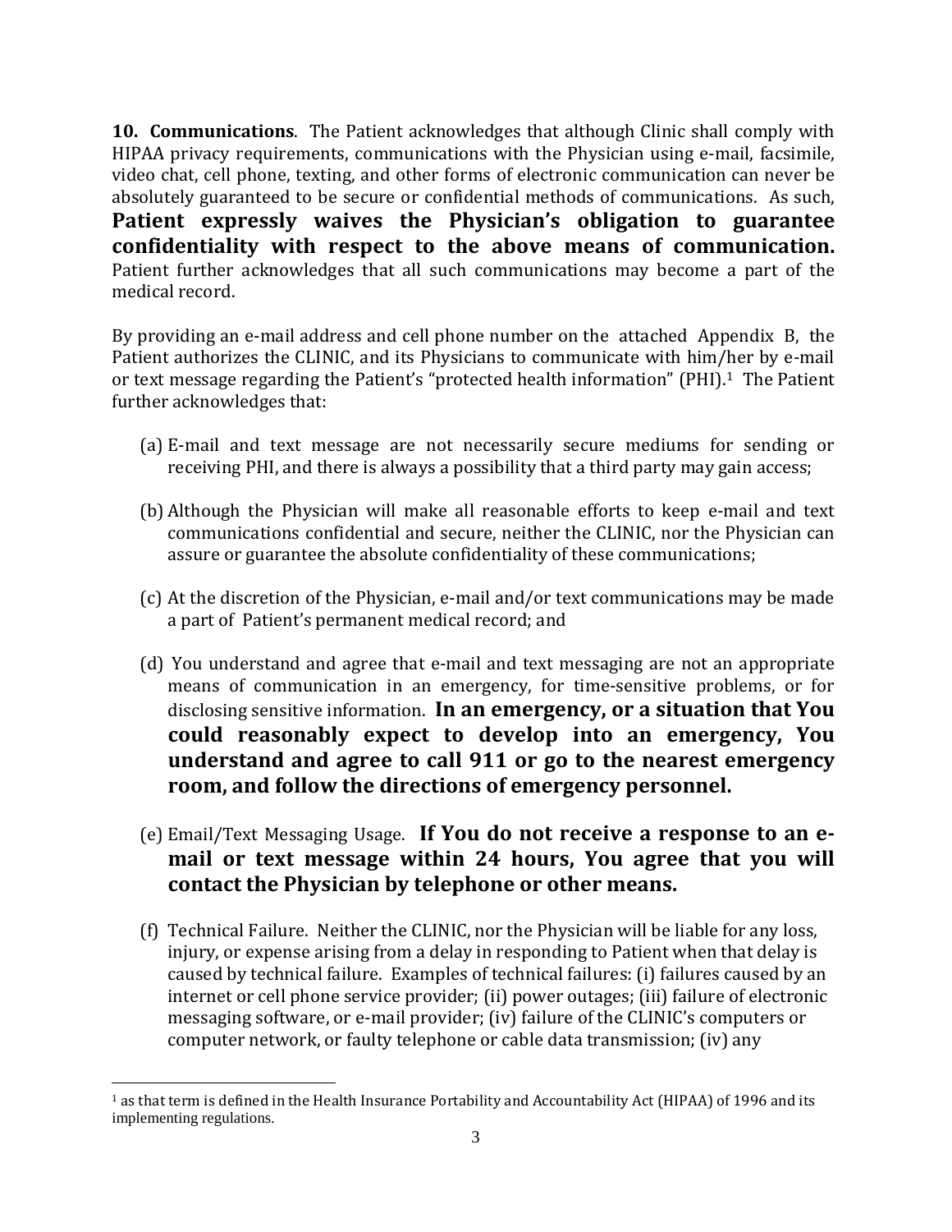**10. Communications**. The Patient acknowledges that although Clinic shall comply with HIPAA privacy requirements, communications with the Physician using e-mail, facsimile, video chat, cell phone, texting, and other forms of electronic communication can never be absolutely guaranteed to be secure or confidential methods of communications. As such, **Patient expressly waives the Physician's obligation to guarantee confidentiality with respect to the above means of communication.** Patient further acknowledges that all such communications may become a part of the medical record.

By providing an e-mail address and cell phone number on the attached Appendix B, the Patient authorizes the CLINIC, and its Physicians to communicate with him/her by e-mail or text message regarding the Patient's "protected health information" (PHI).[1] The Patient further acknowledges that:

(a) E-mail and text message are not necessarily secure mediums for sending or receiving PHI, and there is always a possibility that a third party may gain access;

(b) Although the Physician will make all reasonable efforts to keep e-mail and text communications confidential and secure, neither the CLINIC, nor the Physician can assure or guarantee the absolute confidentiality of these communications;

(c) At the discretion of the Physician, e-mail and/or text communications may be made a part of Patient's permanent medical record; and

(d) You understand and agree that e-mail and text messaging are not an appropriate means of communication in an emergency, for time-sensitive problems, or for disclosing sensitive information. **In an emergency, or a situation that You could reasonably expect to develop into an emergency, You understand and agree to call 911 or go to the nearest emergency room, and follow the directions of emergency personnel.**

(e) Email/Text Messaging Usage. **If You do not receive a response to an e-mail or text message within 24 hours, You agree that you will contact the Physician by telephone or other means.**

(f) Technical Failure. Neither the CLINIC, nor the Physician will be liable for any loss, injury, or expense arising from a delay in responding to Patient when that delay is caused by technical failure. Examples of technical failures: (i) failures caused by an internet or cell phone service provider; (ii) power outages; (iii) failure of electronic messaging software, or e-mail provider; (iv) failure of the CLINIC's computers or computer network, or faulty telephone or cable data transmission; (iv) any

[1] as that term is defined in the Health Insurance Portability and Accountability Act (HIPAA) of 1996 and its implementing regulations.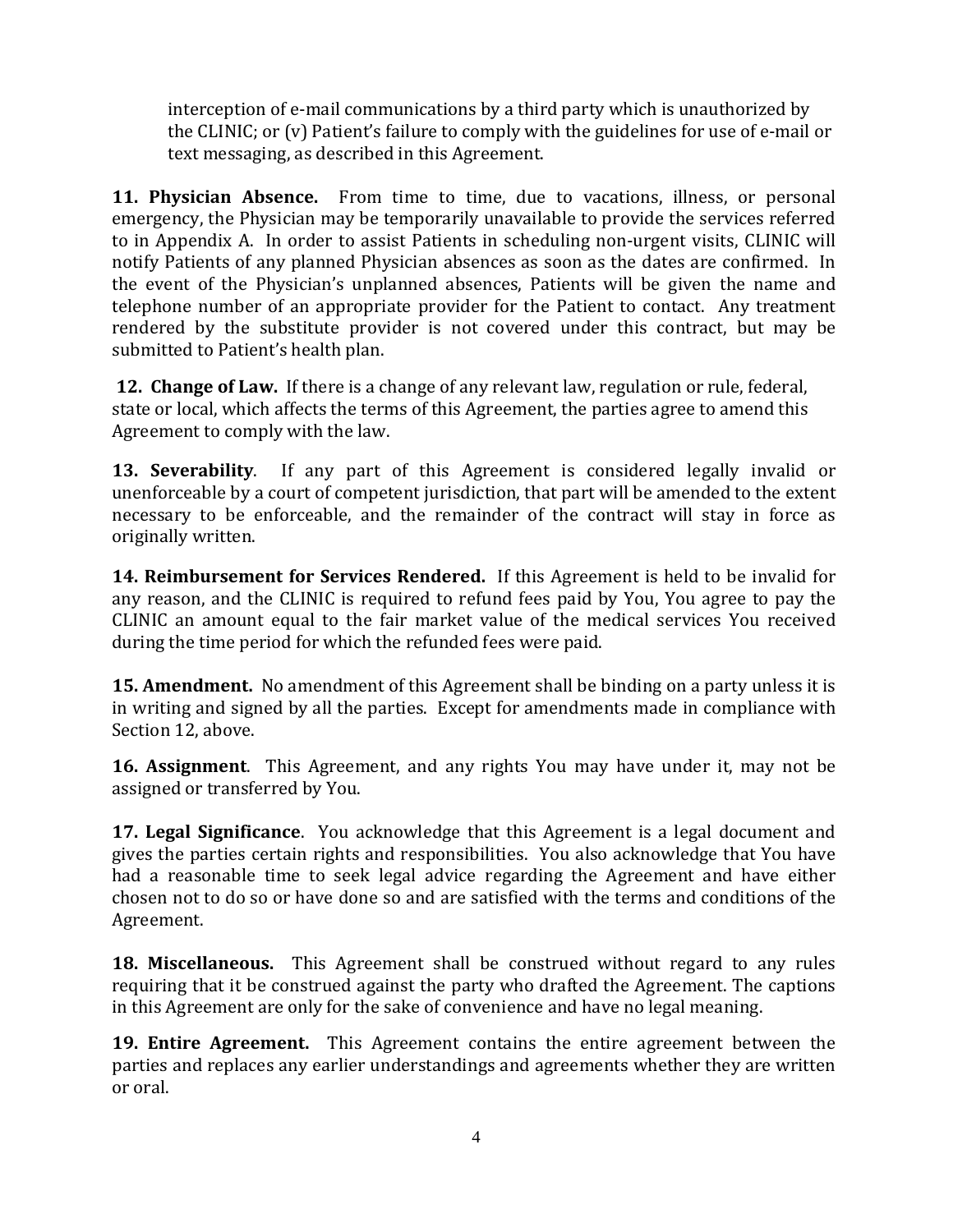interception of e-mail communications by a third party which is unauthorized by the CLINIC; or (v) Patient's failure to comply with the guidelines for use of e-mail or text messaging, as described in this Agreement.

**11. Physician Absence.** From time to time, due to vacations, illness, or personal emergency, the Physician may be temporarily unavailable to provide the services referred to in Appendix A. In order to assist Patients in scheduling non-urgent visits, CLINIC will notify Patients of any planned Physician absences as soon as the dates are confirmed. In the event of the Physician's unplanned absences, Patients will be given the name and telephone number of an appropriate provider for the Patient to contact. Any treatment rendered by the substitute provider is not covered under this contract, but may be submitted to Patient's health plan.

**12. Change of Law.** If there is a change of any relevant law, regulation or rule, federal, state or local, which affects the terms of this Agreement, the parties agree to amend this Agreement to comply with the law.

**13. Severability**. If any part of this Agreement is considered legally invalid or unenforceable by a court of competent jurisdiction, that part will be amended to the extent necessary to be enforceable, and the remainder of the contract will stay in force as originally written.

**14. Reimbursement for Services Rendered.** If this Agreement is held to be invalid for any reason, and the CLINIC is required to refund fees paid by You, You agree to pay the CLINIC an amount equal to the fair market value of the medical services You received during the time period for which the refunded fees were paid.

**15. Amendment.** No amendment of this Agreement shall be binding on a party unless it is in writing and signed by all the parties. Except for amendments made in compliance with Section 12, above.

**16. Assignment**. This Agreement, and any rights You may have under it, may not be assigned or transferred by You.

**17. Legal Significance**. You acknowledge that this Agreement is a legal document and gives the parties certain rights and responsibilities. You also acknowledge that You have had a reasonable time to seek legal advice regarding the Agreement and have either chosen not to do so or have done so and are satisfied with the terms and conditions of the Agreement.

**18. Miscellaneous.** This Agreement shall be construed without regard to any rules requiring that it be construed against the party who drafted the Agreement. The captions in this Agreement are only for the sake of convenience and have no legal meaning.

**19. Entire Agreement.** This Agreement contains the entire agreement between the parties and replaces any earlier understandings and agreements whether they are written or oral.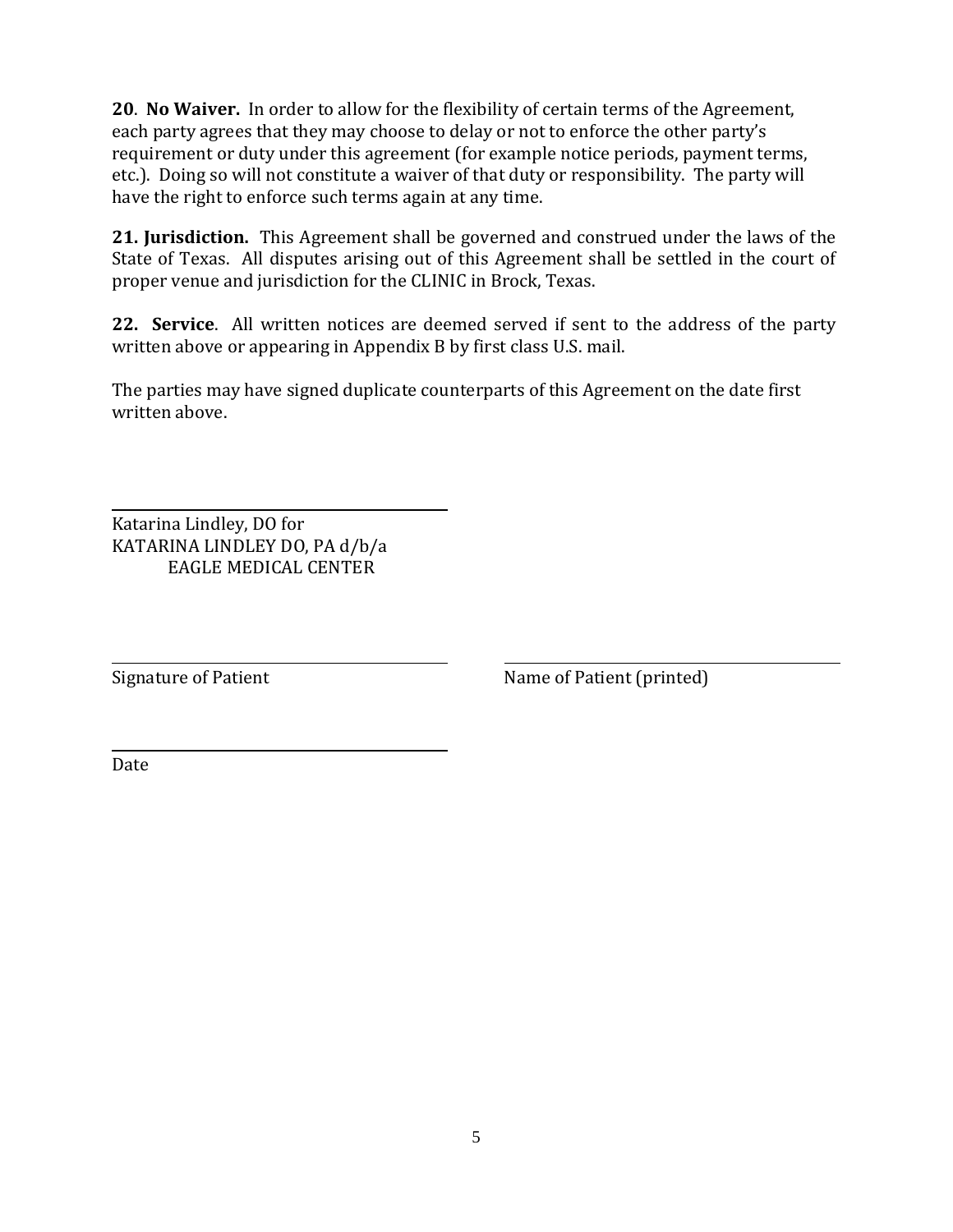**20**. **No Waiver.** In order to allow for the flexibility of certain terms of the Agreement, each party agrees that they may choose to delay or not to enforce the other party's requirement or duty under this agreement (for example notice periods, payment terms, etc.). Doing so will not constitute a waiver of that duty or responsibility. The party will have the right to enforce such terms again at any time.

**21. Jurisdiction.** This Agreement shall be governed and construed under the laws of the State of Texas. All disputes arising out of this Agreement shall be settled in the court of proper venue and jurisdiction for the CLINIC in Brock, Texas.

**22. Service**. All written notices are deemed served if sent to the address of the party written above or appearing in Appendix B by first class U.S. mail.

The parties may have signed duplicate counterparts of this Agreement on the date first written above.

\_\_\_\_\_\_\_\_\_\_\_\_\_\_\_\_\_\_\_\_\_\_\_\_\_\_\_\_\_\_\_\_\_\_\_\_\_\_

Katarina Lindley, DO for
KATARINA LINDLEY DO, PA d/b/a
EAGLE MEDICAL CENTER

\_\_\_\_\_\_\_\_\_\_\_\_\_\_\_\_\_\_\_\_\_\_\_\_\_\_\_\_\_\_\_\_\_\_\_\_\_\_

Signature of Patient

\_\_\_\_\_\_\_\_\_\_\_\_\_\_\_\_\_\_\_\_\_\_\_\_\_\_\_\_\_\_\_\_\_\_\_\_\_\_

Name of Patient (printed)

\_\_\_\_\_\_\_\_\_\_\_\_\_\_\_\_\_\_\_\_\_\_\_\_\_\_\_\_\_\_\_\_\_\_\_\_\_\_

Date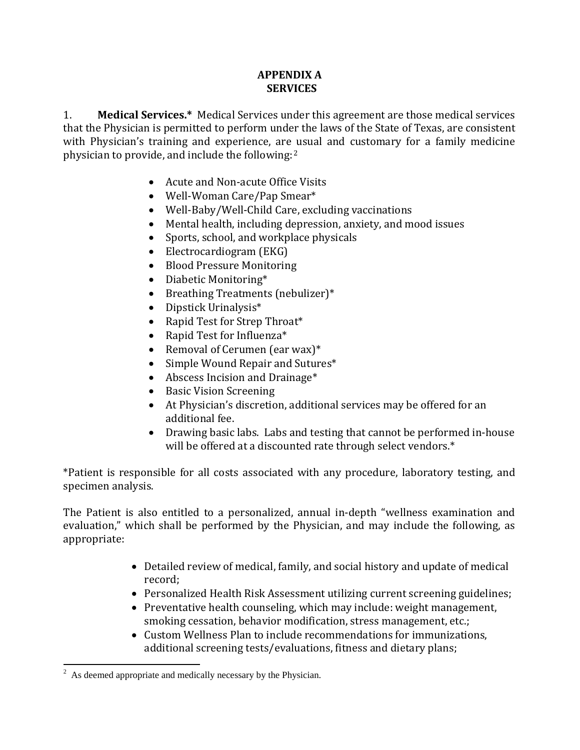# APPENDIX A
# SERVICES

1. **Medical Services.*** Medical Services under this agreement are those medical services that the Physician is permitted to perform under the laws of the State of Texas, are consistent with Physician's training and experience, are usual and customary for a family medicine physician to provide, and include the following: [2]

- Acute and Non-acute Office Visits
- Well-Woman Care/Pap Smear*
- Well-Baby/Well-Child Care, excluding vaccinations
- Mental health, including depression, anxiety, and mood issues
- Sports, school, and workplace physicals
- Electrocardiogram (EKG)
- Blood Pressure Monitoring
- Diabetic Monitoring*
- Breathing Treatments (nebulizer)*
- Dipstick Urinalysis*
- Rapid Test for Strep Throat*
- Rapid Test for Influenza*
- Removal of Cerumen (ear wax)*
- Simple Wound Repair and Sutures*
- Abscess Incision and Drainage*
- Basic Vision Screening
- At Physician's discretion, additional services may be offered for an additional fee.
- Drawing basic labs. Labs and testing that cannot be performed in-house will be offered at a discounted rate through select vendors.*

*Patient is responsible for all costs associated with any procedure, laboratory testing, and specimen analysis.

The Patient is also entitled to a personalized, annual in-depth "wellness examination and evaluation," which shall be performed by the Physician, and may include the following, as appropriate:

- Detailed review of medical, family, and social history and update of medical record;
- Personalized Health Risk Assessment utilizing current screening guidelines;
- Preventative health counseling, which may include: weight management, smoking cessation, behavior modification, stress management, etc.;
- Custom Wellness Plan to include recommendations for immunizations, additional screening tests/evaluations, fitness and dietary plans;

---

[2] As deemed appropriate and medically necessary by the Physician.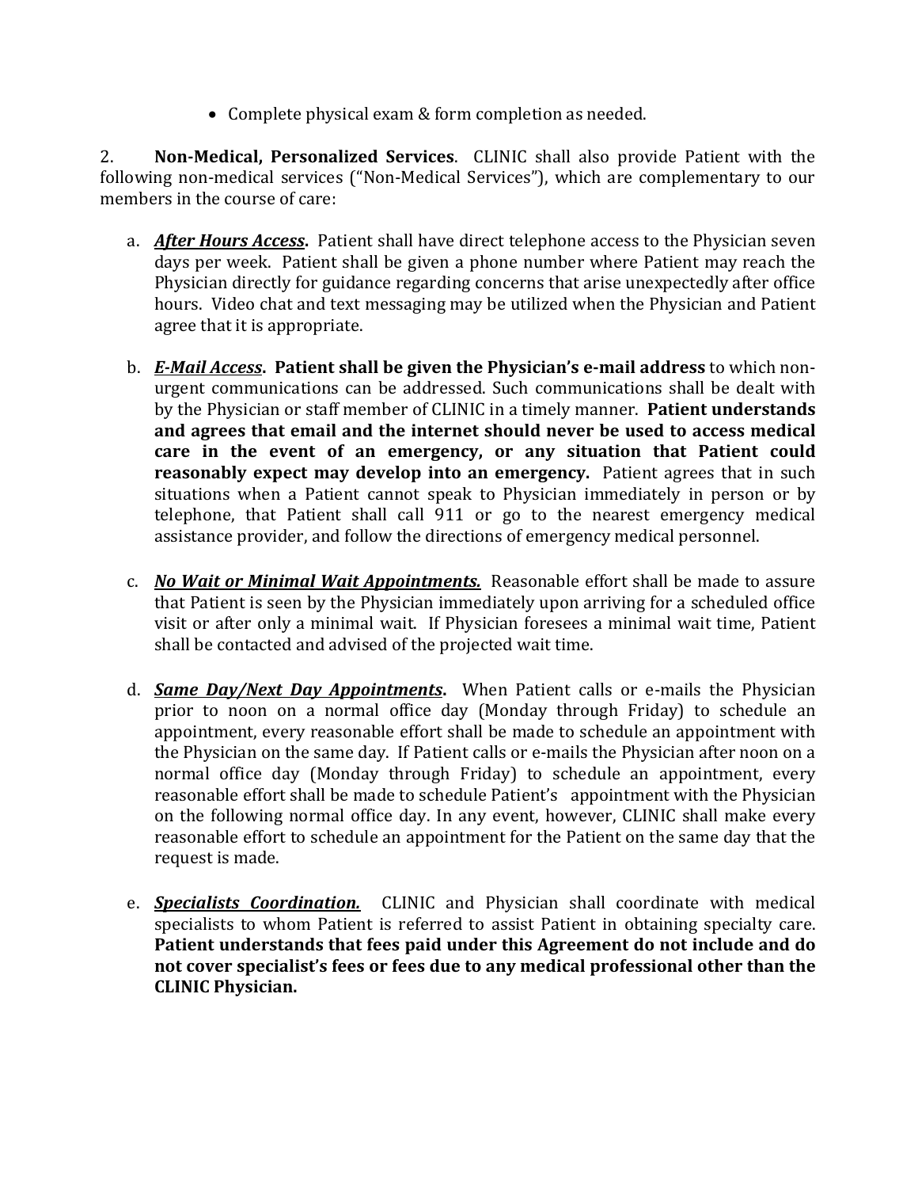- Complete physical exam & form completion as needed.

2. **Non-Medical, Personalized Services**. CLINIC shall also provide Patient with the following non-medical services ("Non-Medical Services"), which are complementary to our members in the course of care:

a. ***<u>After Hours Access</u>*.** Patient shall have direct telephone access to the Physician seven days per week. Patient shall be given a phone number where Patient may reach the Physician directly for guidance regarding concerns that arise unexpectedly after office hours. Video chat and text messaging may be utilized when the Physician and Patient agree that it is appropriate.

b. ***<u>E-Mail Access</u>*. Patient shall be given the Physician's e-mail address** to which non-urgent communications can be addressed. Such communications shall be dealt with by the Physician or staff member of CLINIC in a timely manner. **Patient understands and agrees that email and the internet should never be used to access medical care in the event of an emergency, or any situation that Patient could reasonably expect may develop into an emergency.** Patient agrees that in such situations when a Patient cannot speak to Physician immediately in person or by telephone, that Patient shall call 911 or go to the nearest emergency medical assistance provider, and follow the directions of emergency medical personnel.

c. ***<u>No Wait or Minimal Wait Appointments.</u>*** Reasonable effort shall be made to assure that Patient is seen by the Physician immediately upon arriving for a scheduled office visit or after only a minimal wait. If Physician foresees a minimal wait time, Patient shall be contacted and advised of the projected wait time.

d. ***<u>Same Day/Next Day Appointments</u>*.** When Patient calls or e-mails the Physician prior to noon on a normal office day (Monday through Friday) to schedule an appointment, every reasonable effort shall be made to schedule an appointment with the Physician on the same day. If Patient calls or e-mails the Physician after noon on a normal office day (Monday through Friday) to schedule an appointment, every reasonable effort shall be made to schedule Patient's appointment with the Physician on the following normal office day. In any event, however, CLINIC shall make every reasonable effort to schedule an appointment for the Patient on the same day that the request is made.

e. ***<u>Specialists Coordination.</u>*** CLINIC and Physician shall coordinate with medical specialists to whom Patient is referred to assist Patient in obtaining specialty care. **Patient understands that fees paid under this Agreement do not include and do not cover specialist's fees or fees due to any medical professional other than the CLINIC Physician.**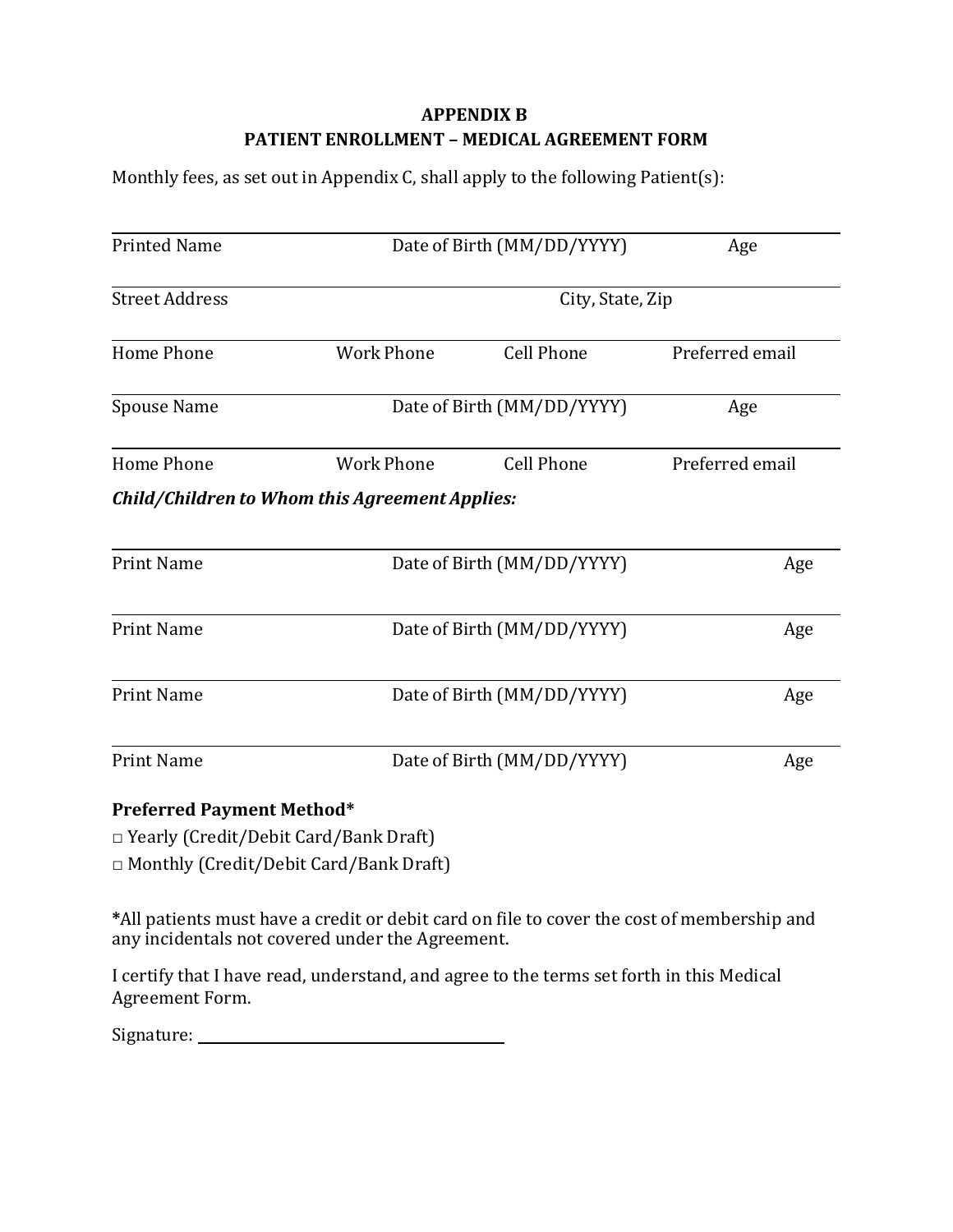**APPENDIX B**
**PATIENT ENROLLMENT – MEDICAL AGREEMENT FORM**

Monthly fees, as set out in Appendix C, shall apply to the following Patient(s):

| Printed Name | | Date of Birth (MM/DD/YYYY) | Age |
|---|---|---|---|
| Street Address | | City, State, Zip | |
| Home Phone | Work Phone | Cell Phone | Preferred email |
| Spouse Name | | Date of Birth (MM/DD/YYYY) | Age |
| Home Phone | Work Phone | Cell Phone | Preferred email |

***Child/Children to Whom this Agreement Applies:***

| Print Name | Date of Birth (MM/DD/YYYY) | Age |
|---|---|---|
| Print Name | Date of Birth (MM/DD/YYYY) | Age |
| Print Name | Date of Birth (MM/DD/YYYY) | Age |
| Print Name | Date of Birth (MM/DD/YYYY) | Age |

**Preferred Payment Method***

□ Yearly (Credit/Debit Card/Bank Draft)

□ Monthly (Credit/Debit Card/Bank Draft)

**\***All patients must have a credit or debit card on file to cover the cost of membership and any incidentals not covered under the Agreement.

I certify that I have read, understand, and agree to the terms set forth in this Medical Agreement Form.

Signature: ______________________________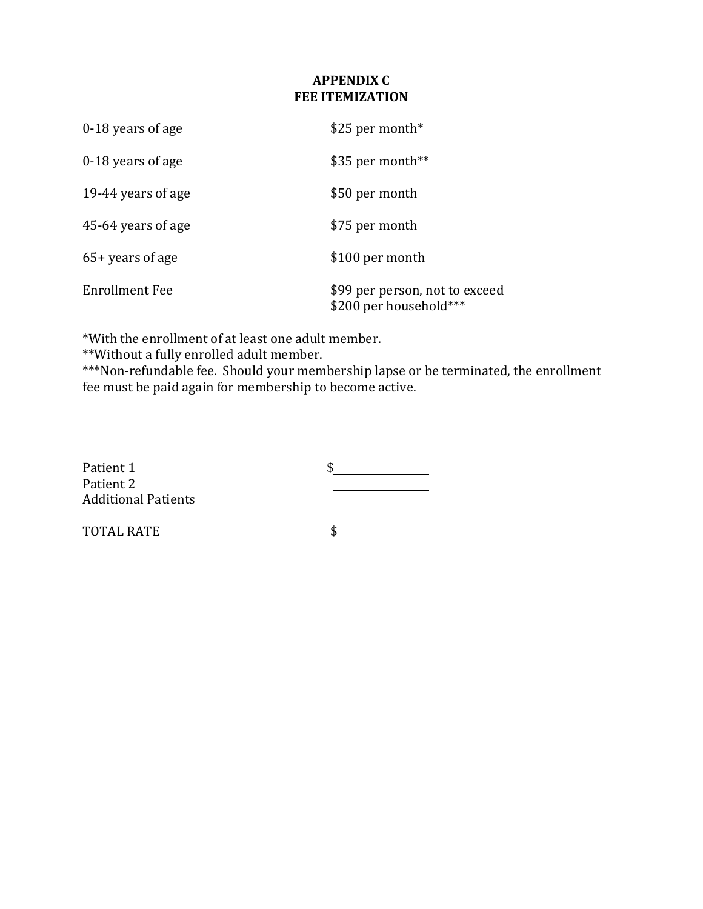**APPENDIX C**
**FEE ITEMIZATION**

| | |
|---|---|
| 0-18 years of age | $25 per month* |
| 0-18 years of age | $35 per month** |
| 19-44 years of age | $50 per month |
| 45-64 years of age | $75 per month |
| 65+ years of age | $100 per month |
| Enrollment Fee | $99 per person, not to exceed $200 per household*** |

*With the enrollment of at least one adult member.
**Without a fully enrolled adult member.
***Non-refundable fee. Should your membership lapse or be terminated, the enrollment fee must be paid again for membership to become active.

| | |
|---|---|
| Patient 1 | $\_\_\_\_\_\_\_\_\_\_ |
| Patient 2 | \_\_\_\_\_\_\_\_\_\_ |
| Additional Patients | \_\_\_\_\_\_\_\_\_\_ |
| TOTAL RATE | $\_\_\_\_\_\_\_\_\_\_ |